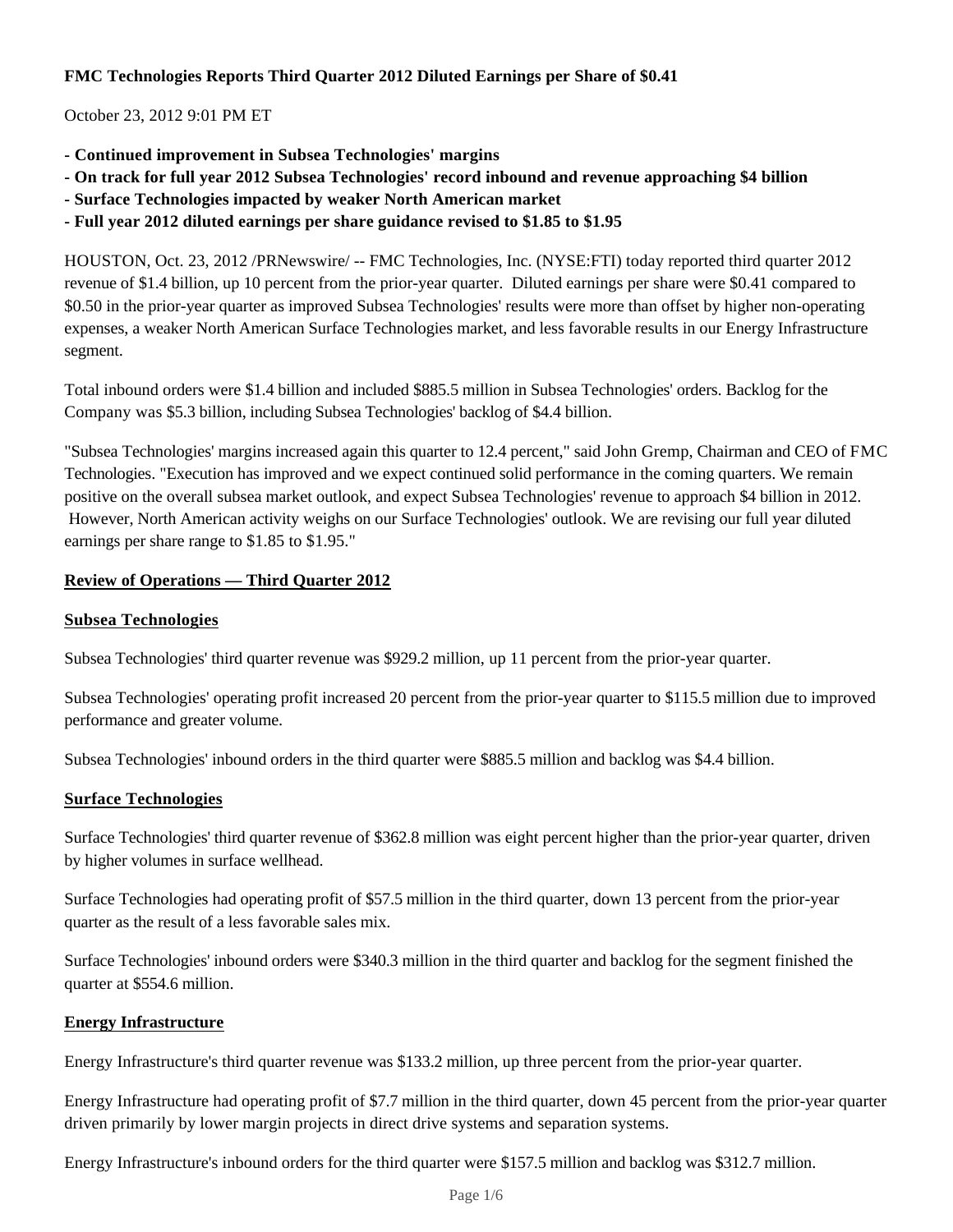**FMC Technologies Reports Third Quarter 2012 Diluted Earnings per Share of $0.41**

October 23, 2012 9:01 PM ET

- **Continued improvement in Subsea Technologies' margins**
- **On track for full year 2012 Subsea Technologies' record inbound and revenue approaching $4 billion**
- **Surface Technologies impacted by weaker North American market**
- **Full year 2012 diluted earnings per share guidance revised to $1.85 to $1.95**

HOUSTON, Oct. 23, 2012 /PRNewswire/ -- FMC Technologies, Inc. (NYSE:FTI) today reported third quarter 2012 revenue of $1.4 billion, up 10 percent from the prior-year quarter. Diluted earnings per share were $0.41 compared to $0.50 in the prior-year quarter as improved Subsea Technologies' results were more than offset by higher non-operating expenses, a weaker North American Surface Technologies market, and less favorable results in our Energy Infrastructure segment.

Total inbound orders were $1.4 billion and included $885.5 million in Subsea Technologies' orders. Backlog for the Company was $5.3 billion, including Subsea Technologies' backlog of $4.4 billion.

"Subsea Technologies' margins increased again this quarter to 12.4 percent," said John Gremp, Chairman and CEO of FMC Technologies. "Execution has improved and we expect continued solid performance in the coming quarters. We remain positive on the overall subsea market outlook, and expect Subsea Technologies' revenue to approach $4 billion in 2012. However, North American activity weighs on our Surface Technologies' outlook. We are revising our full year diluted earnings per share range to $1.85 to $1.95."

## Review of Operations — Third Quarter 2012

### Subsea Technologies

Subsea Technologies' third quarter revenue was $929.2 million, up 11 percent from the prior-year quarter.

Subsea Technologies' operating profit increased 20 percent from the prior-year quarter to $115.5 million due to improved performance and greater volume.

Subsea Technologies' inbound orders in the third quarter were $885.5 million and backlog was $4.4 billion.

### Surface Technologies

Surface Technologies' third quarter revenue of $362.8 million was eight percent higher than the prior-year quarter, driven by higher volumes in surface wellhead.

Surface Technologies had operating profit of $57.5 million in the third quarter, down 13 percent from the prior-year quarter as the result of a less favorable sales mix.

Surface Technologies' inbound orders were $340.3 million in the third quarter and backlog for the segment finished the quarter at $554.6 million.

### Energy Infrastructure

Energy Infrastructure's third quarter revenue was $133.2 million, up three percent from the prior-year quarter.

Energy Infrastructure had operating profit of $7.7 million in the third quarter, down 45 percent from the prior-year quarter driven primarily by lower margin projects in direct drive systems and separation systems.

Energy Infrastructure's inbound orders for the third quarter were $157.5 million and backlog was $312.7 million.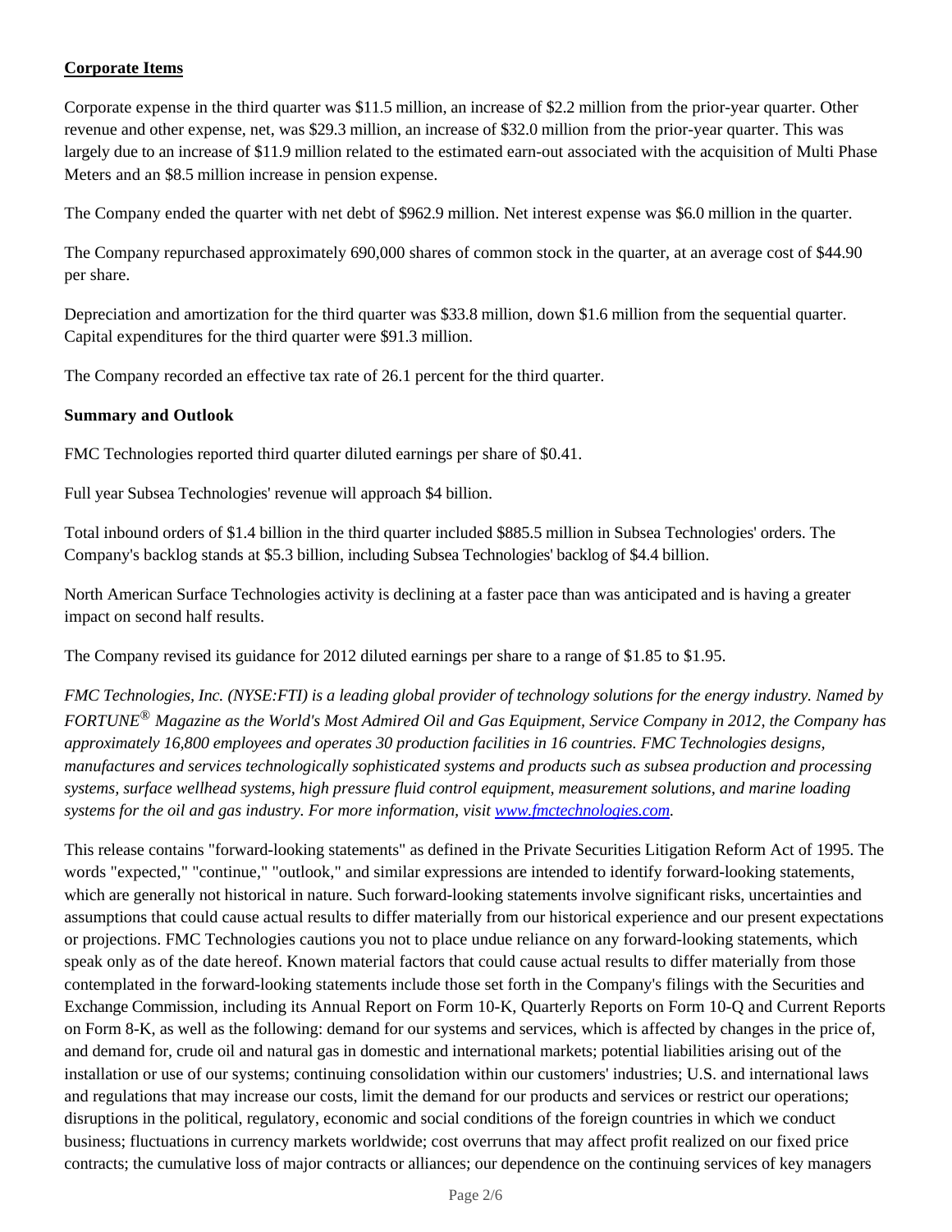## Corporate Items

Corporate expense in the third quarter was $11.5 million, an increase of $2.2 million from the prior-year quarter. Other revenue and other expense, net, was $29.3 million, an increase of $32.0 million from the prior-year quarter. This was largely due to an increase of $11.9 million related to the estimated earn-out associated with the acquisition of Multi Phase Meters and an $8.5 million increase in pension expense.

The Company ended the quarter with net debt of $962.9 million. Net interest expense was $6.0 million in the quarter.

The Company repurchased approximately 690,000 shares of common stock in the quarter, at an average cost of $44.90 per share.

Depreciation and amortization for the third quarter was $33.8 million, down $1.6 million from the sequential quarter. Capital expenditures for the third quarter were $91.3 million.

The Company recorded an effective tax rate of 26.1 percent for the third quarter.

## Summary and Outlook

FMC Technologies reported third quarter diluted earnings per share of $0.41.

Full year Subsea Technologies' revenue will approach $4 billion.

Total inbound orders of $1.4 billion in the third quarter included $885.5 million in Subsea Technologies' orders. The Company's backlog stands at $5.3 billion, including Subsea Technologies' backlog of $4.4 billion.

North American Surface Technologies activity is declining at a faster pace than was anticipated and is having a greater impact on second half results.

The Company revised its guidance for 2012 diluted earnings per share to a range of $1.85 to $1.95.

*FMC Technologies, Inc. (NYSE:FTI) is a leading global provider of technology solutions for the energy industry. Named by FORTUNE® Magazine as the World's Most Admired Oil and Gas Equipment, Service Company in 2012, the Company has approximately 16,800 employees and operates 30 production facilities in 16 countries. FMC Technologies designs, manufactures and services technologically sophisticated systems and products such as subsea production and processing systems, surface wellhead systems, high pressure fluid control equipment, measurement solutions, and marine loading systems for the oil and gas industry. For more information, visit [www.fmctechnologies.com](http://www.fmctechnologies.com).*

This release contains "forward-looking statements" as defined in the Private Securities Litigation Reform Act of 1995. The words "expected," "continue," "outlook," and similar expressions are intended to identify forward-looking statements, which are generally not historical in nature. Such forward-looking statements involve significant risks, uncertainties and assumptions that could cause actual results to differ materially from our historical experience and our present expectations or projections. FMC Technologies cautions you not to place undue reliance on any forward-looking statements, which speak only as of the date hereof. Known material factors that could cause actual results to differ materially from those contemplated in the forward-looking statements include those set forth in the Company's filings with the Securities and Exchange Commission, including its Annual Report on Form 10-K, Quarterly Reports on Form 10-Q and Current Reports on Form 8-K, as well as the following: demand for our systems and services, which is affected by changes in the price of, and demand for, crude oil and natural gas in domestic and international markets; potential liabilities arising out of the installation or use of our systems; continuing consolidation within our customers' industries; U.S. and international laws and regulations that may increase our costs, limit the demand for our products and services or restrict our operations; disruptions in the political, regulatory, economic and social conditions of the foreign countries in which we conduct business; fluctuations in currency markets worldwide; cost overruns that may affect profit realized on our fixed price contracts; the cumulative loss of major contracts or alliances; our dependence on the continuing services of key managers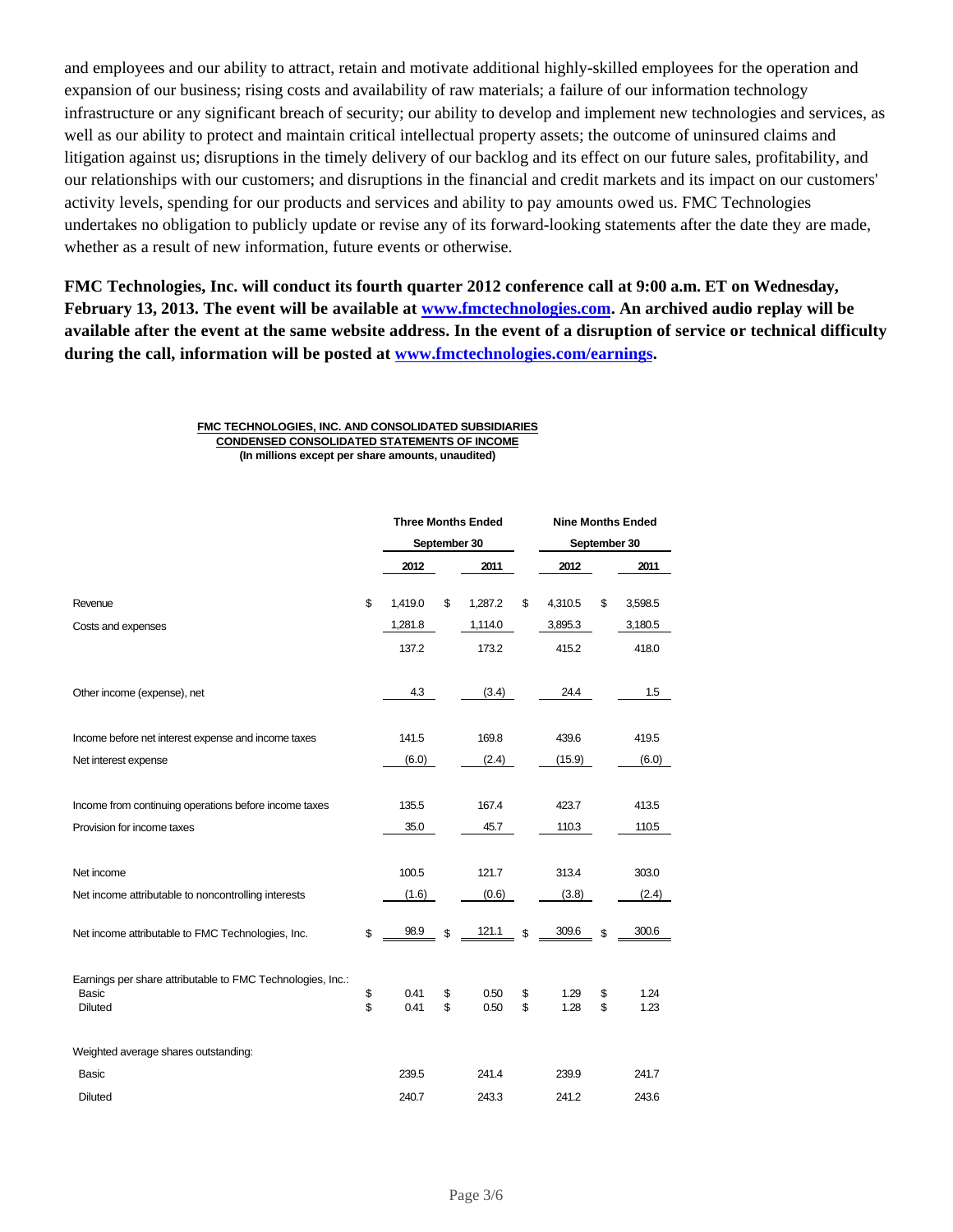and employees and our ability to attract, retain and motivate additional highly-skilled employees for the operation and expansion of our business; rising costs and availability of raw materials; a failure of our information technology infrastructure or any significant breach of security; our ability to develop and implement new technologies and services, as well as our ability to protect and maintain critical intellectual property assets; the outcome of uninsured claims and litigation against us; disruptions in the timely delivery of our backlog and its effect on our future sales, profitability, and our relationships with our customers; and disruptions in the financial and credit markets and its impact on our customers' activity levels, spending for our products and services and ability to pay amounts owed us. FMC Technologies undertakes no obligation to publicly update or revise any of its forward-looking statements after the date they are made, whether as a result of new information, future events or otherwise.

**FMC Technologies, Inc. will conduct its fourth quarter 2012 conference call at 9:00 a.m. ET on Wednesday, February 13, 2013. The event will be available at [www.fmctechnologies.com](www.fmctechnologies.com). An archived audio replay will be available after the event at the same website address. In the event of a disruption of service or technical difficulty during the call, information will be posted at [www.fmctechnologies.com/earnings](www.fmctechnologies.com/earnings).**

**FMC TECHNOLOGIES, INC. AND CONSOLIDATED SUBSIDIARIES**
**CONDENSED CONSOLIDATED STATEMENTS OF INCOME**
**(In millions except per share amounts, unaudited)**

| | Three Months Ended September 30 | | Nine Months Ended September 30 | |
|---|---|---|---|---|
| | 2012 | 2011 | 2012 | 2011 |
| Revenue | $ 1,419.0 | $ 1,287.2 | $ 4,310.5 | $ 3,598.5 |
| Costs and expenses | 1,281.8 | 1,114.0 | 3,895.3 | 3,180.5 |
| | 137.2 | 173.2 | 415.2 | 418.0 |
| Other income (expense), net | 4.3 | (3.4) | 24.4 | 1.5 |
| Income before net interest expense and income taxes | 141.5 | 169.8 | 439.6 | 419.5 |
| Net interest expense | (6.0) | (2.4) | (15.9) | (6.0) |
| Income from continuing operations before income taxes | 135.5 | 167.4 | 423.7 | 413.5 |
| Provision for income taxes | 35.0 | 45.7 | 110.3 | 110.5 |
| Net income | 100.5 | 121.7 | 313.4 | 303.0 |
| Net income attributable to noncontrolling interests | (1.6) | (0.6) | (3.8) | (2.4) |
| Net income attributable to FMC Technologies, Inc. | $ 98.9 | $ 121.1 | $ 309.6 | $ 300.6 |
| Earnings per share attributable to FMC Technologies, Inc.: | | | | |
| Basic | $ 0.41 | $ 0.50 | $ 1.29 | $ 1.24 |
| Diluted | $ 0.41 | $ 0.50 | $ 1.28 | $ 1.23 |
| Weighted average shares outstanding: | | | | |
| Basic | 239.5 | 241.4 | 239.9 | 241.7 |
| Diluted | 240.7 | 243.3 | 241.2 | 243.6 |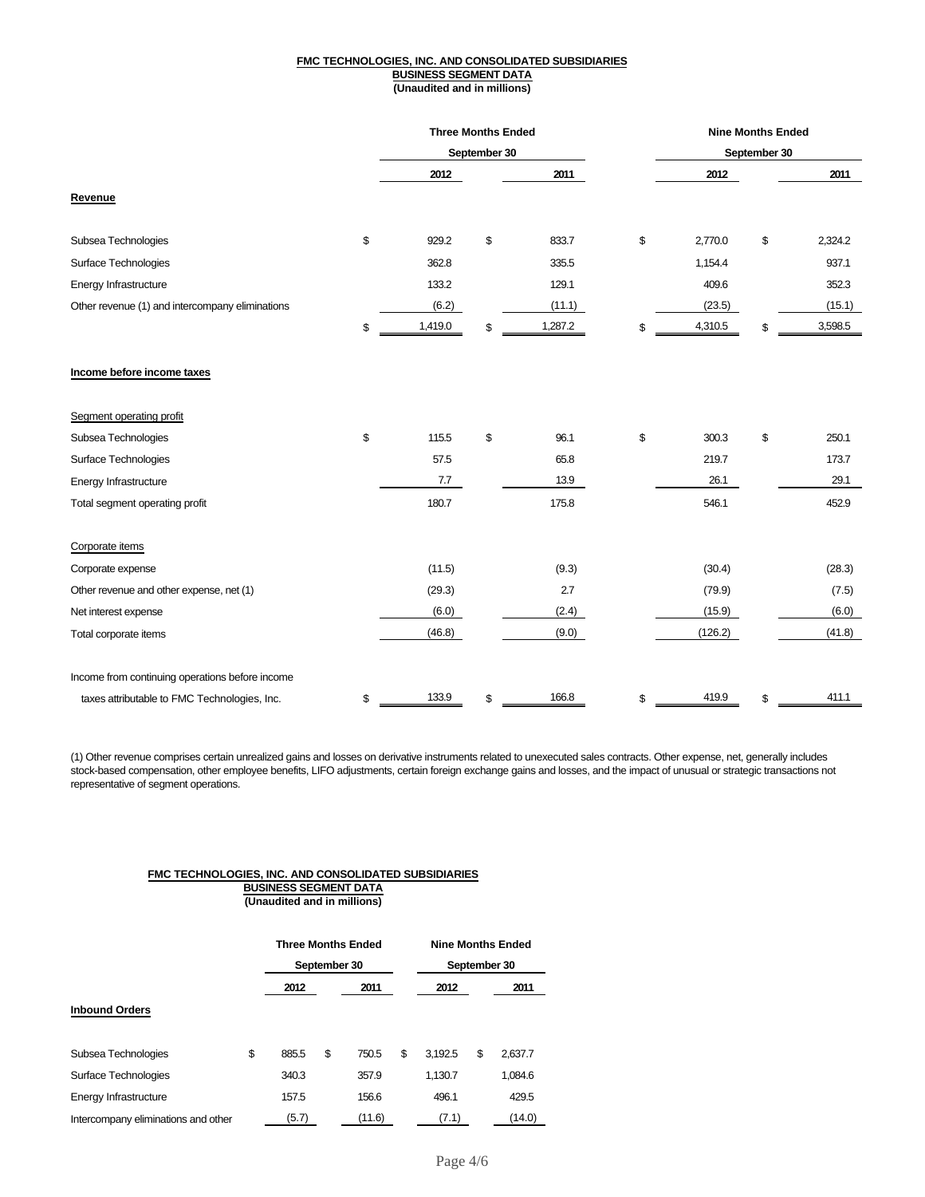**FMC TECHNOLOGIES, INC. AND CONSOLIDATED SUBSIDIARIES**
**BUSINESS SEGMENT DATA**
**(Unaudited and in millions)**

| | Three Months Ended September 30 | | Nine Months Ended September 30 | |
|---|---|---|---|---|
| | 2012 | 2011 | 2012 | 2011 |
| **Revenue** | | | | |
| Subsea Technologies | $ 929.2 | $ 833.7 | $ 2,770.0 | $ 2,324.2 |
| Surface Technologies | 362.8 | 335.5 | 1,154.4 | 937.1 |
| Energy Infrastructure | 133.2 | 129.1 | 409.6 | 352.3 |
| Other revenue (1) and intercompany eliminations | (6.2) | (11.1) | (23.5) | (15.1) |
| | $ 1,419.0 | $ 1,287.2 | $ 4,310.5 | $ 3,598.5 |
| **Income before income taxes** | | | | |
| Segment operating profit | | | | |
| Subsea Technologies | $ 115.5 | $ 96.1 | $ 300.3 | $ 250.1 |
| Surface Technologies | 57.5 | 65.8 | 219.7 | 173.7 |
| Energy Infrastructure | 7.7 | 13.9 | 26.1 | 29.1 |
| Total segment operating profit | 180.7 | 175.8 | 546.1 | 452.9 |
| Corporate items | | | | |
| Corporate expense | (11.5) | (9.3) | (30.4) | (28.3) |
| Other revenue and other expense, net (1) | (29.3) | 2.7 | (79.9) | (7.5) |
| Net interest expense | (6.0) | (2.4) | (15.9) | (6.0) |
| Total corporate items | (46.8) | (9.0) | (126.2) | (41.8) |
| Income from continuing operations before income taxes attributable to FMC Technologies, Inc. | $ 133.9 | $ 166.8 | $ 419.9 | $ 411.1 |

(1) Other revenue comprises certain unrealized gains and losses on derivative instruments related to unexecuted sales contracts. Other expense, net, generally includes stock-based compensation, other employee benefits, LIFO adjustments, certain foreign exchange gains and losses, and the impact of unusual or strategic transactions not representative of segment operations.

**FMC TECHNOLOGIES, INC. AND CONSOLIDATED SUBSIDIARIES**
**BUSINESS SEGMENT DATA**
**(Unaudited and in millions)**

| | Three Months Ended September 30 | | Nine Months Ended September 30 | |
|---|---|---|---|---|
| | 2012 | 2011 | 2012 | 2011 |
| **Inbound Orders** | | | | |
| Subsea Technologies | $ 885.5 | $ 750.5 | $ 3,192.5 | $ 2,637.7 |
| Surface Technologies | 340.3 | 357.9 | 1,130.7 | 1,084.6 |
| Energy Infrastructure | 157.5 | 156.6 | 496.1 | 429.5 |
| Intercompany eliminations and other | (5.7) | (11.6) | (7.1) | (14.0) |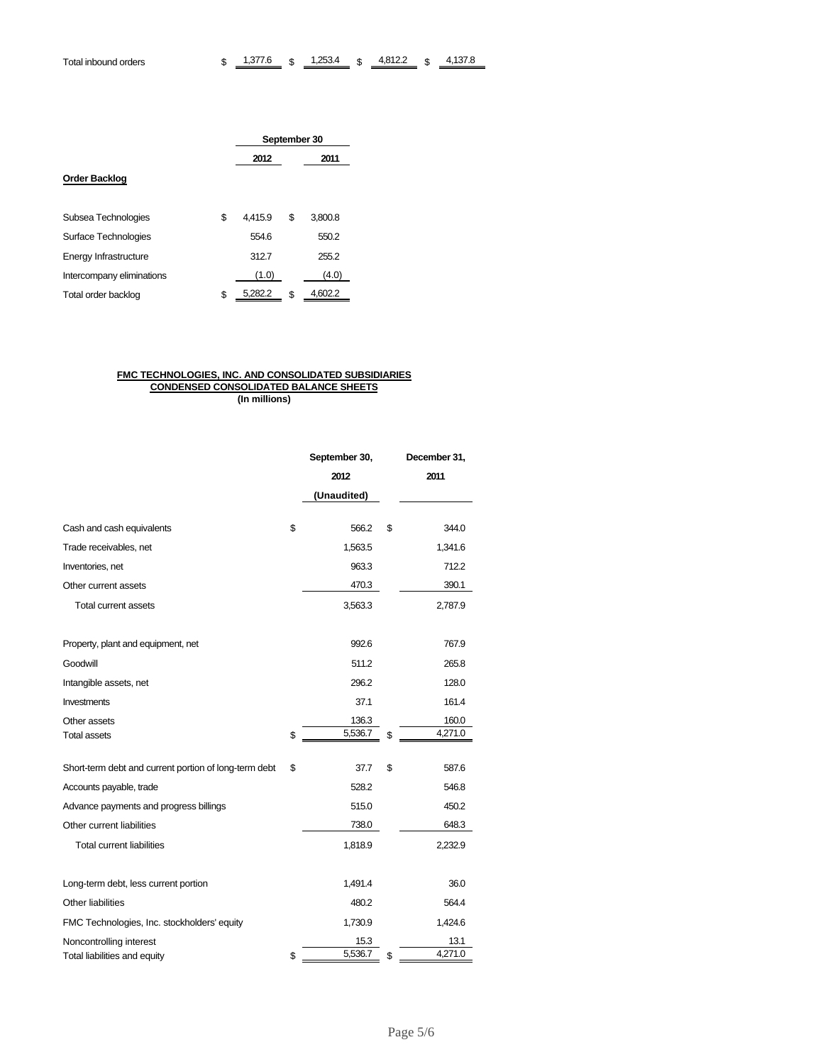| | | | | |
|---|---|---|---|---|
| Total inbound orders | $ 1,377.6 | $ 1,253.4 | $ 4,812.2 | $ 4,137.8 |

| | September 30 | |
|---|---|---|
| | 2012 | 2011 |
| **Order Backlog** | | |
| Subsea Technologies | $ 4,415.9 | $ 3,800.8 |
| Surface Technologies | 554.6 | 550.2 |
| Energy Infrastructure | 312.7 | 255.2 |
| Intercompany eliminations | (1.0) | (4.0) |
| Total order backlog | $ 5,282.2 | $ 4,602.2 |

**FMC TECHNOLOGIES, INC. AND CONSOLIDATED SUBSIDIARIES**
**CONDENSED CONSOLIDATED BALANCE SHEETS**
**(In millions)**

| | September 30, 2012 (Unaudited) | December 31, 2011 |
|---|---|---|
| Cash and cash equivalents | $ 566.2 | $ 344.0 |
| Trade receivables, net | 1,563.5 | 1,341.6 |
| Inventories, net | 963.3 | 712.2 |
| Other current assets | 470.3 | 390.1 |
| Total current assets | 3,563.3 | 2,787.9 |
| | | |
| Property, plant and equipment, net | 992.6 | 767.9 |
| Goodwill | 511.2 | 265.8 |
| Intangible assets, net | 296.2 | 128.0 |
| Investments | 37.1 | 161.4 |
| Other assets | 136.3 | 160.0 |
| Total assets | $ 5,536.7 | $ 4,271.0 |
| | | |
| Short-term debt and current portion of long-term debt | $ 37.7 | $ 587.6 |
| Accounts payable, trade | 528.2 | 546.8 |
| Advance payments and progress billings | 515.0 | 450.2 |
| Other current liabilities | 738.0 | 648.3 |
| Total current liabilities | 1,818.9 | 2,232.9 |
| | | |
| Long-term debt, less current portion | 1,491.4 | 36.0 |
| Other liabilities | 480.2 | 564.4 |
| FMC Technologies, Inc. stockholders' equity | 1,730.9 | 1,424.6 |
| Noncontrolling interest | 15.3 | 13.1 |
| Total liabilities and equity | $ 5,536.7 | $ 4,271.0 |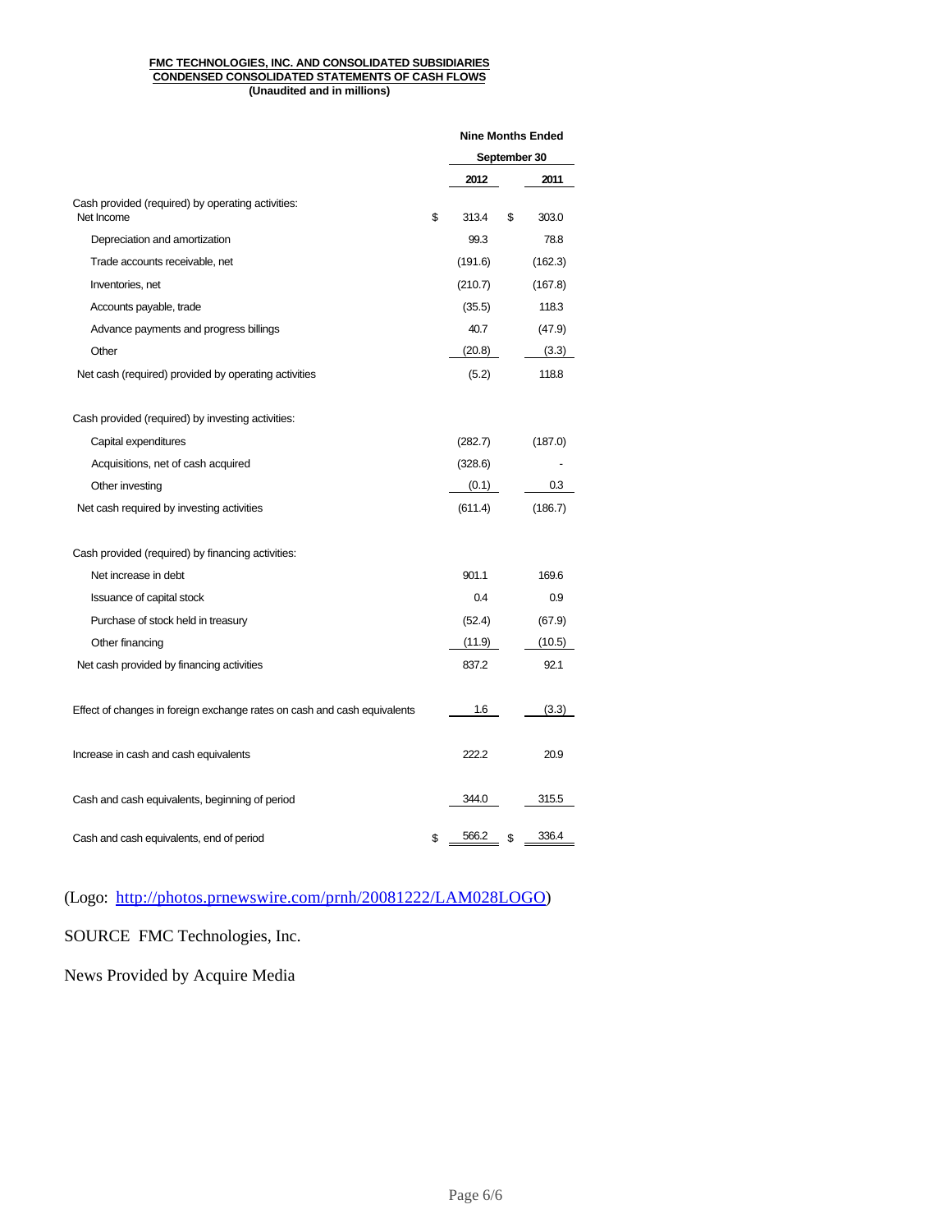**FMC TECHNOLOGIES, INC. AND CONSOLIDATED SUBSIDIARIES**
**CONDENSED CONSOLIDATED STATEMENTS OF CASH FLOWS**
**(Unaudited and in millions)**

| | Nine Months Ended September 30 | |
|---|---|---|
| | **2012** | **2011** |
| Cash provided (required) by operating activities: | | |
| Net Income | $ 313.4 | $ 303.0 |
| Depreciation and amortization | 99.3 | 78.8 |
| Trade accounts receivable, net | (191.6) | (162.3) |
| Inventories, net | (210.7) | (167.8) |
| Accounts payable, trade | (35.5) | 118.3 |
| Advance payments and progress billings | 40.7 | (47.9) |
| Other | (20.8) | (3.3) |
| Net cash (required) provided by operating activities | (5.2) | 118.8 |
| | | |
| Cash provided (required) by investing activities: | | |
| Capital expenditures | (282.7) | (187.0) |
| Acquisitions, net of cash acquired | (328.6) | - |
| Other investing | (0.1) | 0.3 |
| Net cash required by investing activities | (611.4) | (186.7) |
| | | |
| Cash provided (required) by financing activities: | | |
| Net increase in debt | 901.1 | 169.6 |
| Issuance of capital stock | 0.4 | 0.9 |
| Purchase of stock held in treasury | (52.4) | (67.9) |
| Other financing | (11.9) | (10.5) |
| Net cash provided by financing activities | 837.2 | 92.1 |
| | | |
| Effect of changes in foreign exchange rates on cash and cash equivalents | 1.6 | (3.3) |
| | | |
| Increase in cash and cash equivalents | 222.2 | 20.9 |
| | | |
| Cash and cash equivalents, beginning of period | 344.0 | 315.5 |
| | | |
| Cash and cash equivalents, end of period | $ 566.2 | $ 336.4 |

(Logo: http://photos.prnewswire.com/prnh/20081222/LAM028LOGO)

SOURCE FMC Technologies, Inc.

News Provided by Acquire Media